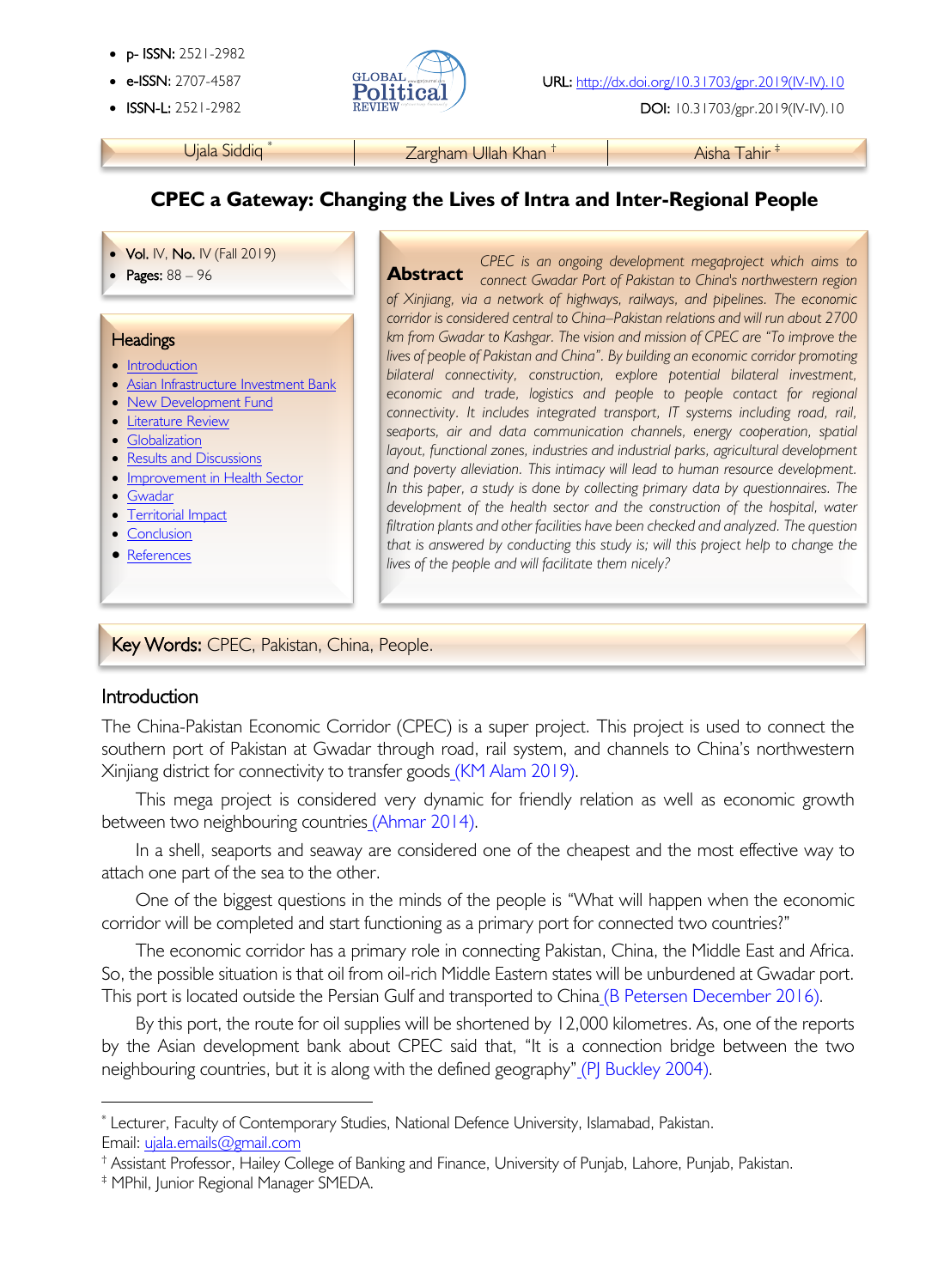- **p- ISSN:** 2521-2982
- **e-ISSN:** 2707-4587
- **ISSN-L:** 2521-2982

URL: http://dx.doi.org/10.31703/gpr.2019(IV-IV).10

DOI: 10.31703/gpr.2019(IV-IV).10

Ujala Siddiq [*] | Zargham Ullah Khan [†] | Aisha Tahir [‡]

# CPEC a Gateway: Changing the Lives of Intra and Inter-Regional People

- **Vol.** IV, **No.** IV (Fall 2019)
- **Pages:** 88 – 96

## Headings

- Introduction
- Asian Infrastructure Investment Bank
- New Development Fund
- Literature Review
- Globalization
- Results and Discussions
- Improvement in Health Sector
- Gwadar
- Territorial Impact
- Conclusion
- References

**Abstract** *CPEC is an ongoing development megaproject which aims to connect Gwadar Port of Pakistan to China's northwestern region of Xinjiang, via a network of highways, railways, and pipelines. The economic corridor is considered central to China–Pakistan relations and will run about 2700 km from Gwadar to Kashgar. The vision and mission of CPEC are "To improve the lives of people of Pakistan and China". By building an economic corridor promoting bilateral connectivity, construction, explore potential bilateral investment, economic and trade, logistics and people to people contact for regional connectivity. It includes integrated transport, IT systems including road, rail, seaports, air and data communication channels, energy cooperation, spatial layout, functional zones, industries and industrial parks, agricultural development and poverty alleviation. This intimacy will lead to human resource development. In this paper, a study is done by collecting primary data by questionnaires. The development of the health sector and the construction of the hospital, water filtration plants and other facilities have been checked and analyzed. The question that is answered by conducting this study is; will this project help to change the lives of the people and will facilitate them nicely?*

**Key Words:** CPEC, Pakistan, China, People.

## Introduction

The China-Pakistan Economic Corridor (CPEC) is a super project. This project is used to connect the southern port of Pakistan at Gwadar through road, rail system, and channels to China's northwestern Xinjiang district for connectivity to transfer goods (KM Alam 2019).

This mega project is considered very dynamic for friendly relation as well as economic growth between two neighbouring countries (Ahmar 2014).

In a shell, seaports and seaway are considered one of the cheapest and the most effective way to attach one part of the sea to the other.

One of the biggest questions in the minds of the people is "What will happen when the economic corridor will be completed and start functioning as a primary port for connected two countries?"

The economic corridor has a primary role in connecting Pakistan, China, the Middle East and Africa. So, the possible situation is that oil from oil-rich Middle Eastern states will be unburdened at Gwadar port. This port is located outside the Persian Gulf and transported to China (B Petersen December 2016).

By this port, the route for oil supplies will be shortened by 12,000 kilometres. As, one of the reports by the Asian development bank about CPEC said that, "It is a connection bridge between the two neighbouring countries, but it is along with the defined geography" (PJ Buckley 2004).

---

[*] Lecturer, Faculty of Contemporary Studies, National Defence University, Islamabad, Pakistan. Email: ujala.emails@gmail.com

[†] Assistant Professor, Hailey College of Banking and Finance, University of Punjab, Lahore, Punjab, Pakistan.

[‡] MPhil, Junior Regional Manager SMEDA.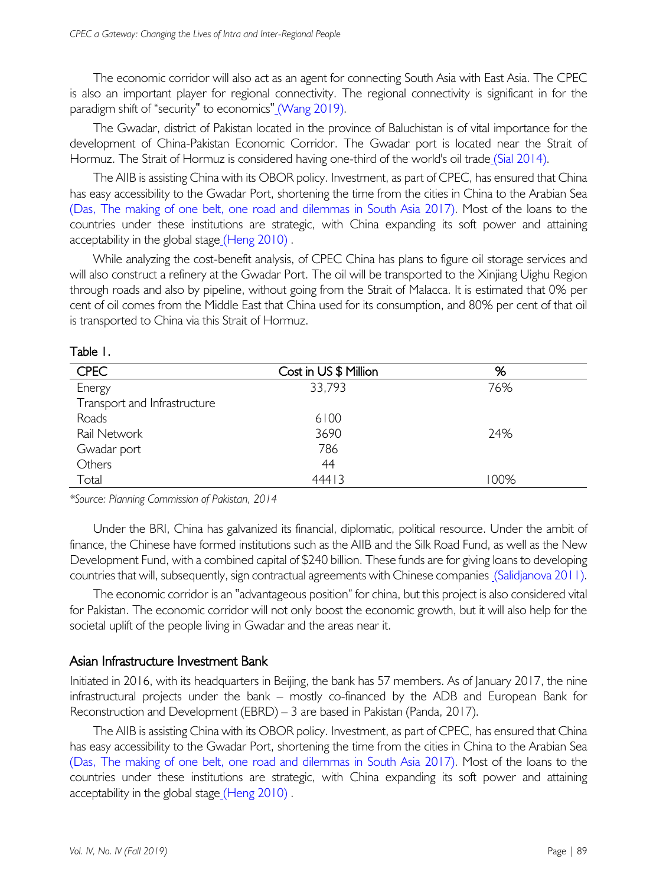The economic corridor will also act as an agent for connecting South Asia with East Asia. The CPEC is also an important player for regional connectivity. The regional connectivity is significant in for the paradigm shift of "security" to economics" (Wang 2019).

The Gwadar, district of Pakistan located in the province of Baluchistan is of vital importance for the development of China-Pakistan Economic Corridor. The Gwadar port is located near the Strait of Hormuz. The Strait of Hormuz is considered having one-third of the world's oil trade (Sial 2014).

The AIIB is assisting China with its OBOR policy. Investment, as part of CPEC, has ensured that China has easy accessibility to the Gwadar Port, shortening the time from the cities in China to the Arabian Sea (Das, The making of one belt, one road and dilemmas in South Asia 2017). Most of the loans to the countries under these institutions are strategic, with China expanding its soft power and attaining acceptability in the global stage (Heng 2010) .

While analyzing the cost-benefit analysis, of CPEC China has plans to figure oil storage services and will also construct a refinery at the Gwadar Port. The oil will be transported to the Xinjiang Uighu Region through roads and also by pipeline, without going from the Strait of Malacca. It is estimated that 0% per cent of oil comes from the Middle East that China used for its consumption, and 80% per cent of that oil is transported to China via this Strait of Hormuz.

Table 1.

| CPEC | Cost in US $ Million | % |
|---|---|---|
| Energy | 33,793 | 76% |
| Transport and Infrastructure | | |
| Roads | 6100 | |
| Rail Network | 3690 | 24% |
| Gwadar port | 786 | |
| Others | 44 | |
| Total | 44413 | 100% |

*\*Source: Planning Commission of Pakistan, 2014*

Under the BRI, China has galvanized its financial, diplomatic, political resource. Under the ambit of finance, the Chinese have formed institutions such as the AIIB and the Silk Road Fund, as well as the New Development Fund, with a combined capital of $240 billion. These funds are for giving loans to developing countries that will, subsequently, sign contractual agreements with Chinese companies (Salidjanova 2011).

The economic corridor is an "advantageous position" for china, but this project is also considered vital for Pakistan. The economic corridor will not only boost the economic growth, but it will also help for the societal uplift of the people living in Gwadar and the areas near it.

## Asian Infrastructure Investment Bank

Initiated in 2016, with its headquarters in Beijing, the bank has 57 members. As of January 2017, the nine infrastructural projects under the bank – mostly co-financed by the ADB and European Bank for Reconstruction and Development (EBRD) – 3 are based in Pakistan (Panda, 2017).

The AIIB is assisting China with its OBOR policy. Investment, as part of CPEC, has ensured that China has easy accessibility to the Gwadar Port, shortening the time from the cities in China to the Arabian Sea (Das, The making of one belt, one road and dilemmas in South Asia 2017). Most of the loans to the countries under these institutions are strategic, with China expanding its soft power and attaining acceptability in the global stage (Heng 2010) .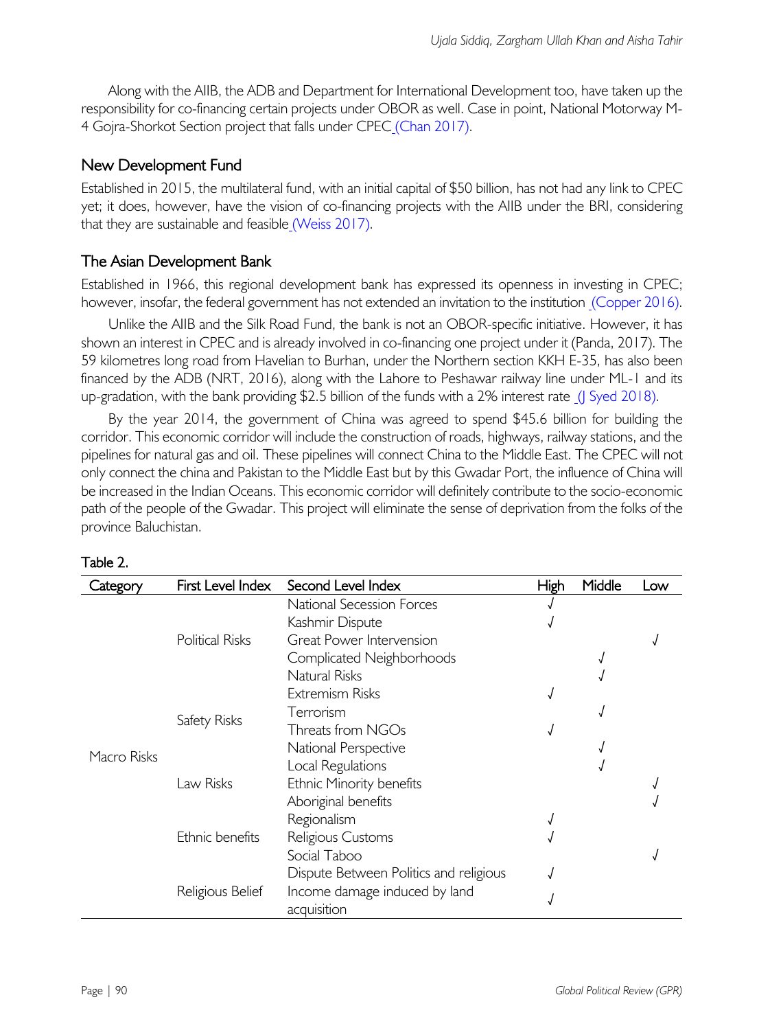Along with the AIIB, the ADB and Department for International Development too, have taken up the responsibility for co-financing certain projects under OBOR as well. Case in point, National Motorway M-4 Gojra-Shorkot Section project that falls under CPEC (Chan 2017).

## New Development Fund

Established in 2015, the multilateral fund, with an initial capital of $50 billion, has not had any link to CPEC yet; it does, however, have the vision of co-financing projects with the AIIB under the BRI, considering that they are sustainable and feasible (Weiss 2017).

## The Asian Development Bank

Established in 1966, this regional development bank has expressed its openness in investing in CPEC; however, insofar, the federal government has not extended an invitation to the institution (Copper 2016).

Unlike the AIIB and the Silk Road Fund, the bank is not an OBOR-specific initiative. However, it has shown an interest in CPEC and is already involved in co-financing one project under it (Panda, 2017). The 59 kilometres long road from Havelian to Burhan, under the Northern section KKH E-35, has also been financed by the ADB (NRT, 2016), along with the Lahore to Peshawar railway line under ML-1 and its up-gradation, with the bank providing $2.5 billion of the funds with a 2% interest rate (J Syed 2018).

By the year 2014, the government of China was agreed to spend $45.6 billion for building the corridor. This economic corridor will include the construction of roads, highways, railway stations, and the pipelines for natural gas and oil. These pipelines will connect China to the Middle East. The CPEC will not only connect the china and Pakistan to the Middle East but by this Gwadar Port, the influence of China will be increased in the Indian Oceans. This economic corridor will definitely contribute to the socio-economic path of the people of the Gwadar. This project will eliminate the sense of deprivation from the folks of the province Baluchistan.

Table 2.

| Category | First Level Index | Second Level Index | High | Middle | Low |
|---|---|---|---|---|---|
| Macro Risks | Political Risks | National Secession Forces | √ | | |
| | | Kashmir Dispute | √ | | |
| | | Great Power Intervension | | | √ |
| | | Complicated Neighborhoods | | √ | |
| | Safety Risks | Natural Risks | | √ | |
| | | Extremism Risks | √ | | |
| | | Terrorism | | √ | |
| | | Threats from NGOs | √ | | |
| | Law Risks | National Perspective | | √ | |
| | | Local Regulations | | √ | |
| | | Ethnic Minority benefits | | | √ |
| | | Aboriginal benefits | | | √ |
| | Ethnic benefits | Regionalism | √ | | |
| | | Religious Customs | √ | | |
| | | Social Taboo | | | √ |
| | Religious Belief | Dispute Between Politics and religious | √ | | |
| | | Income damage induced by land acquisition | √ | | |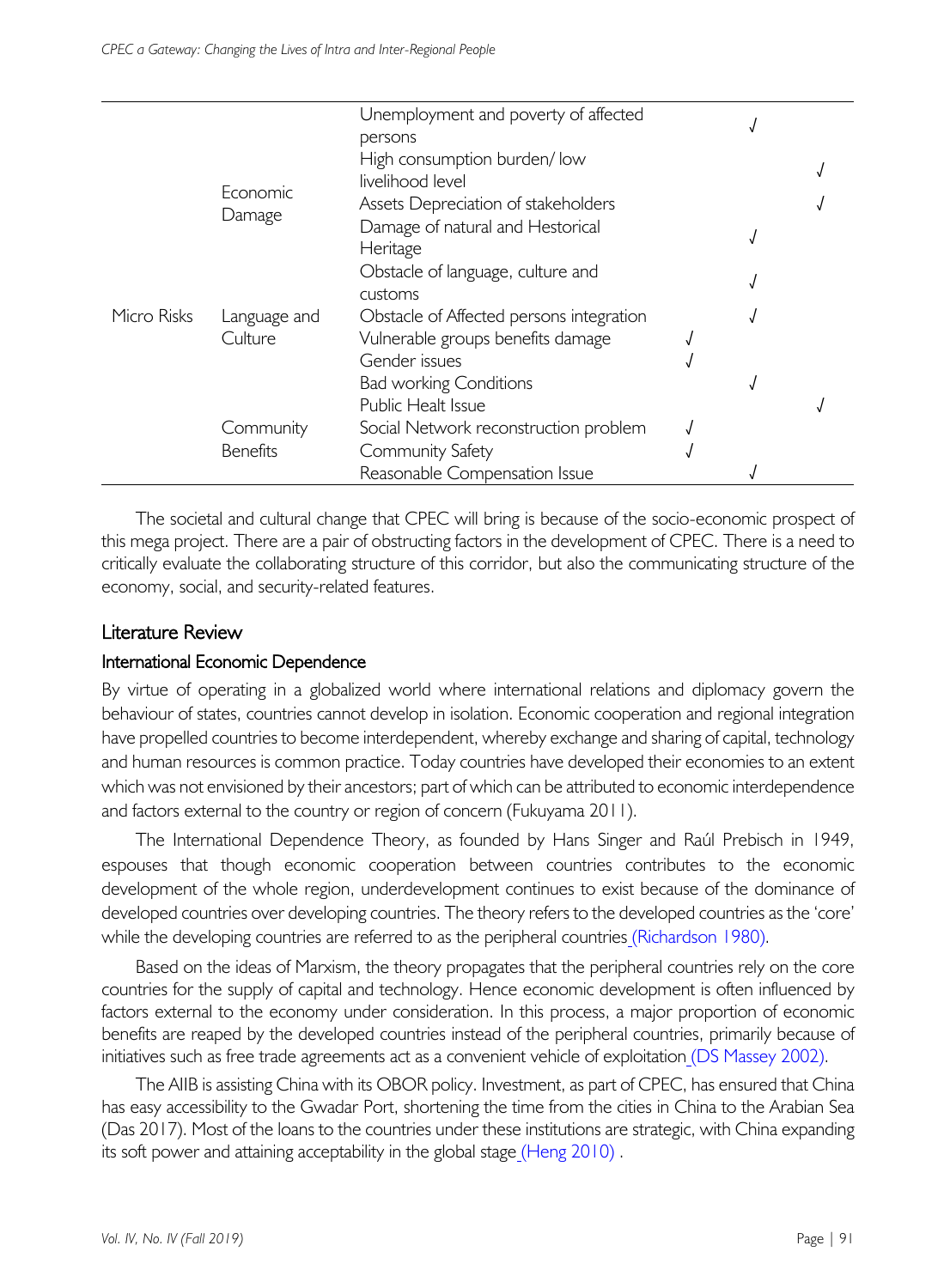| | | | | | |
|---|---|---|---|---|---|
| Micro Risks | Economic Damage | Unemployment and poverty of affected persons | | √ | |
| | | High consumption burden/ low livelihood level | | | √ |
| | | Assets Depreciation of stakeholders | | | √ |
| | | Damage of natural and Hestorical Heritage | | √ | |
| | Language and Culture | Obstacle of language, culture and customs | | √ | |
| | | Obstacle of Affected persons integration | | √ | |
| | | Vulnerable groups benefits damage | √ | | |
| | | Gender issues | √ | | |
| | | Bad working Conditions | | √ | |
| | Community Benefits | Public Healt Issue | | | √ |
| | | Social Network reconstruction problem | √ | | |
| | | Community Safety | √ | | |
| | | Reasonable Compensation Issue | | √ | |

The societal and cultural change that CPEC will bring is because of the socio-economic prospect of this mega project. There are a pair of obstructing factors in the development of CPEC. There is a need to critically evaluate the collaborating structure of this corridor, but also the communicating structure of the economy, social, and security-related features.

## Literature Review

### International Economic Dependence

By virtue of operating in a globalized world where international relations and diplomacy govern the behaviour of states, countries cannot develop in isolation. Economic cooperation and regional integration have propelled countries to become interdependent, whereby exchange and sharing of capital, technology and human resources is common practice. Today countries have developed their economies to an extent which was not envisioned by their ancestors; part of which can be attributed to economic interdependence and factors external to the country or region of concern (Fukuyama 2011).

The International Dependence Theory, as founded by Hans Singer and Raúl Prebisch in 1949, espouses that though economic cooperation between countries contributes to the economic development of the whole region, underdevelopment continues to exist because of the dominance of developed countries over developing countries. The theory refers to the developed countries as the 'core' while the developing countries are referred to as the peripheral countries (Richardson 1980).

Based on the ideas of Marxism, the theory propagates that the peripheral countries rely on the core countries for the supply of capital and technology. Hence economic development is often influenced by factors external to the economy under consideration. In this process, a major proportion of economic benefits are reaped by the developed countries instead of the peripheral countries, primarily because of initiatives such as free trade agreements act as a convenient vehicle of exploitation (DS Massey 2002).

The AIIB is assisting China with its OBOR policy. Investment, as part of CPEC, has ensured that China has easy accessibility to the Gwadar Port, shortening the time from the cities in China to the Arabian Sea (Das 2017). Most of the loans to the countries under these institutions are strategic, with China expanding its soft power and attaining acceptability in the global stage (Heng 2010) .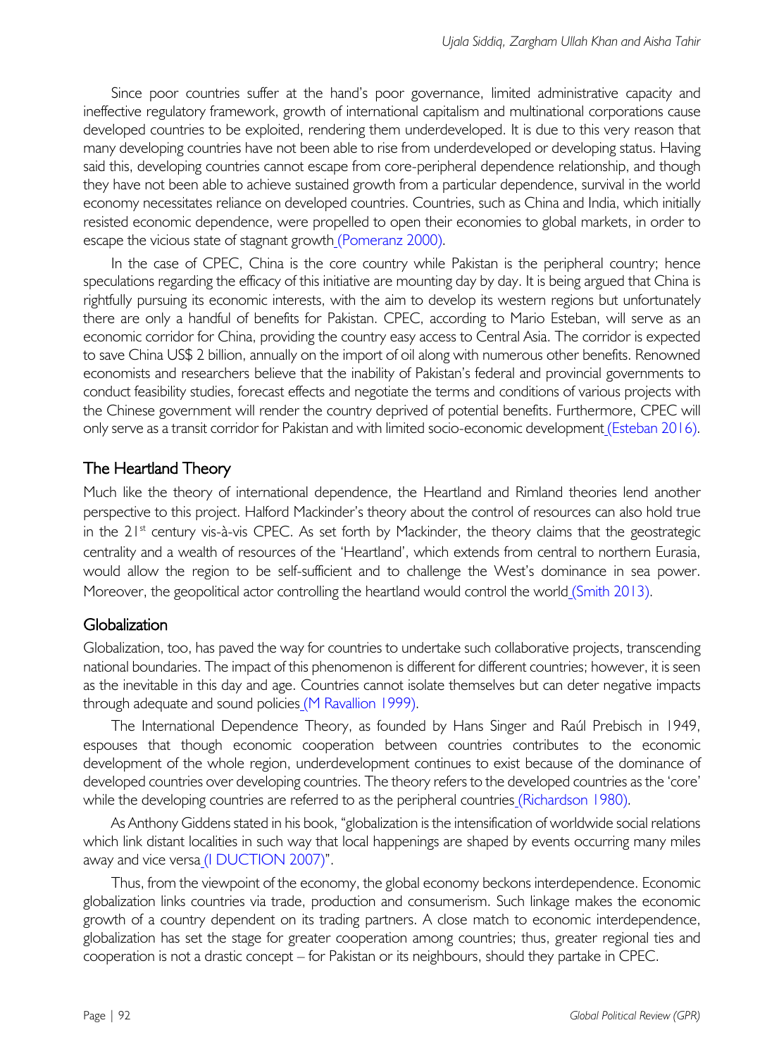Since poor countries suffer at the hand's poor governance, limited administrative capacity and ineffective regulatory framework, growth of international capitalism and multinational corporations cause developed countries to be exploited, rendering them underdeveloped. It is due to this very reason that many developing countries have not been able to rise from underdeveloped or developing status. Having said this, developing countries cannot escape from core-peripheral dependence relationship, and though they have not been able to achieve sustained growth from a particular dependence, survival in the world economy necessitates reliance on developed countries. Countries, such as China and India, which initially resisted economic dependence, were propelled to open their economies to global markets, in order to escape the vicious state of stagnant growth (Pomeranz 2000).

In the case of CPEC, China is the core country while Pakistan is the peripheral country; hence speculations regarding the efficacy of this initiative are mounting day by day. It is being argued that China is rightfully pursuing its economic interests, with the aim to develop its western regions but unfortunately there are only a handful of benefits for Pakistan. CPEC, according to Mario Esteban, will serve as an economic corridor for China, providing the country easy access to Central Asia. The corridor is expected to save China US$ 2 billion, annually on the import of oil along with numerous other benefits. Renowned economists and researchers believe that the inability of Pakistan's federal and provincial governments to conduct feasibility studies, forecast effects and negotiate the terms and conditions of various projects with the Chinese government will render the country deprived of potential benefits. Furthermore, CPEC will only serve as a transit corridor for Pakistan and with limited socio-economic development (Esteban 2016).

## The Heartland Theory

Much like the theory of international dependence, the Heartland and Rimland theories lend another perspective to this project. Halford Mackinder's theory about the control of resources can also hold true in the 21st century vis-à-vis CPEC. As set forth by Mackinder, the theory claims that the geostrategic centrality and a wealth of resources of the 'Heartland', which extends from central to northern Eurasia, would allow the region to be self-sufficient and to challenge the West's dominance in sea power. Moreover, the geopolitical actor controlling the heartland would control the world (Smith 2013).

## Globalization

Globalization, too, has paved the way for countries to undertake such collaborative projects, transcending national boundaries. The impact of this phenomenon is different for different countries; however, it is seen as the inevitable in this day and age. Countries cannot isolate themselves but can deter negative impacts through adequate and sound policies (M Ravallion 1999).

The International Dependence Theory, as founded by Hans Singer and Raúl Prebisch in 1949, espouses that though economic cooperation between countries contributes to the economic development of the whole region, underdevelopment continues to exist because of the dominance of developed countries over developing countries. The theory refers to the developed countries as the 'core' while the developing countries are referred to as the peripheral countries (Richardson 1980).

As Anthony Giddens stated in his book, "globalization is the intensification of worldwide social relations which link distant localities in such way that local happenings are shaped by events occurring many miles away and vice versa (I DUCTION 2007)".

Thus, from the viewpoint of the economy, the global economy beckons interdependence. Economic globalization links countries via trade, production and consumerism. Such linkage makes the economic growth of a country dependent on its trading partners. A close match to economic interdependence, globalization has set the stage for greater cooperation among countries; thus, greater regional ties and cooperation is not a drastic concept – for Pakistan or its neighbours, should they partake in CPEC.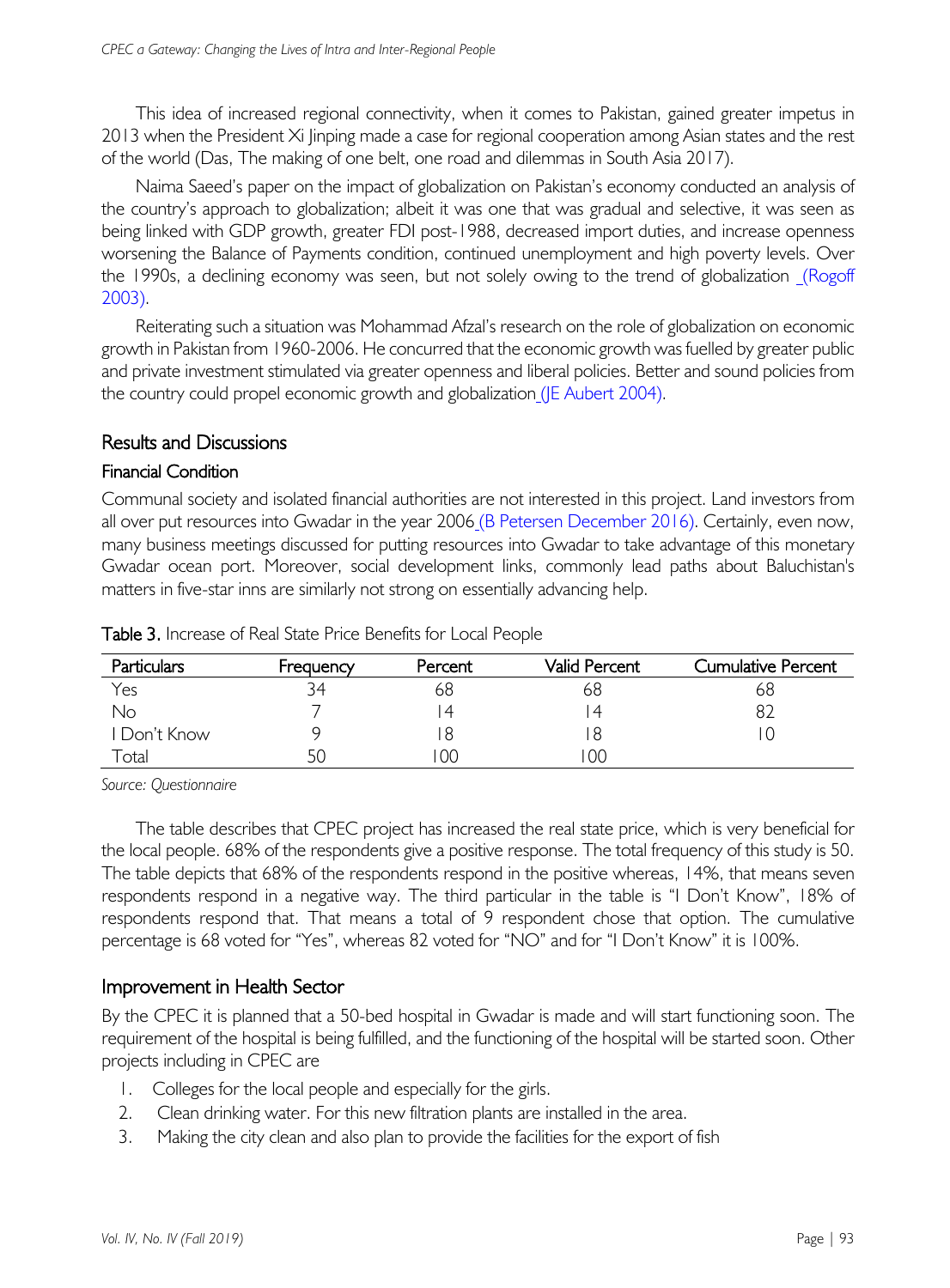This idea of increased regional connectivity, when it comes to Pakistan, gained greater impetus in 2013 when the President Xi Jinping made a case for regional cooperation among Asian states and the rest of the world (Das, The making of one belt, one road and dilemmas in South Asia 2017).

Naima Saeed's paper on the impact of globalization on Pakistan's economy conducted an analysis of the country's approach to globalization; albeit it was one that was gradual and selective, it was seen as being linked with GDP growth, greater FDI post-1988, decreased import duties, and increase openness worsening the Balance of Payments condition, continued unemployment and high poverty levels. Over the 1990s, a declining economy was seen, but not solely owing to the trend of globalization (Rogoff 2003).

Reiterating such a situation was Mohammad Afzal's research on the role of globalization on economic growth in Pakistan from 1960-2006. He concurred that the economic growth was fuelled by greater public and private investment stimulated via greater openness and liberal policies. Better and sound policies from the country could propel economic growth and globalization (JE Aubert 2004).

## Results and Discussions

### Financial Condition

Communal society and isolated financial authorities are not interested in this project. Land investors from all over put resources into Gwadar in the year 2006 (B Petersen December 2016). Certainly, even now, many business meetings discussed for putting resources into Gwadar to take advantage of this monetary Gwadar ocean port. Moreover, social development links, commonly lead paths about Baluchistan's matters in five-star inns are similarly not strong on essentially advancing help.

**Table 3.** Increase of Real State Price Benefits for Local People

| Particulars | Frequency | Percent | Valid Percent | Cumulative Percent |
|---|---|---|---|---|
| Yes | 34 | 68 | 68 | 68 |
| No | 7 | 14 | 14 | 82 |
| I Don't Know | 9 | 18 | 18 | 10 |
| Total | 50 | 100 | 100 | |

*Source: Questionnaire*

The table describes that CPEC project has increased the real state price, which is very beneficial for the local people. 68% of the respondents give a positive response. The total frequency of this study is 50. The table depicts that 68% of the respondents respond in the positive whereas, 14%, that means seven respondents respond in a negative way. The third particular in the table is "I Don't Know", 18% of respondents respond that. That means a total of 9 respondent chose that option. The cumulative percentage is 68 voted for "Yes", whereas 82 voted for "NO" and for "I Don't Know" it is 100%.

## Improvement in Health Sector

By the CPEC it is planned that a 50-bed hospital in Gwadar is made and will start functioning soon. The requirement of the hospital is being fulfilled, and the functioning of the hospital will be started soon. Other projects including in CPEC are

1. Colleges for the local people and especially for the girls.
2. Clean drinking water. For this new filtration plants are installed in the area.
3. Making the city clean and also plan to provide the facilities for the export of fish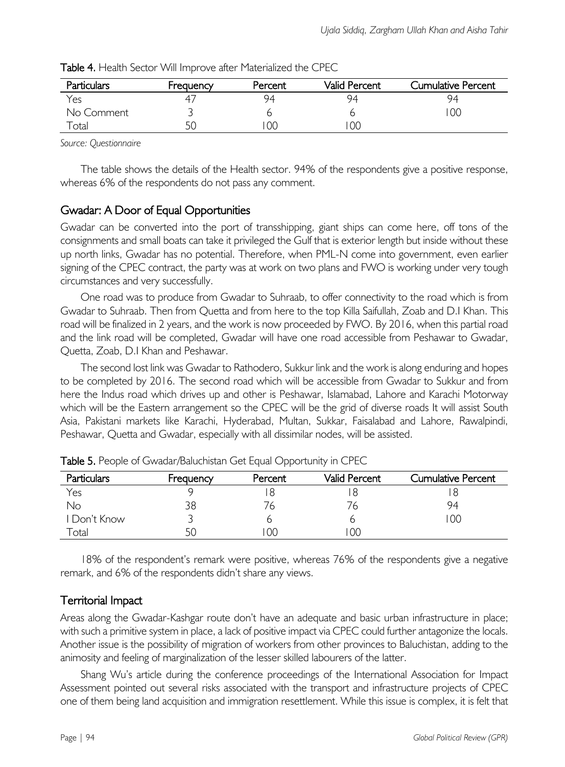**Table 4.** Health Sector Will Improve after Materialized the CPEC

| Particulars | Frequency | Percent | Valid Percent | Cumulative Percent |
|---|---|---|---|---|
| Yes | 47 | 94 | 94 | 94 |
| No Comment | 3 | 6 | 6 | 100 |
| Total | 50 | 100 | 100 | |

*Source: Questionnaire*

The table shows the details of the Health sector. 94% of the respondents give a positive response, whereas 6% of the respondents do not pass any comment.

## Gwadar: A Door of Equal Opportunities

Gwadar can be converted into the port of transshipping, giant ships can come here, off tons of the consignments and small boats can take it privileged the Gulf that is exterior length but inside without these up north links, Gwadar has no potential. Therefore, when PML-N come into government, even earlier signing of the CPEC contract, the party was at work on two plans and FWO is working under very tough circumstances and very successfully.

One road was to produce from Gwadar to Suhraab, to offer connectivity to the road which is from Gwadar to Suhraab. Then from Quetta and from here to the top Killa Saifullah, Zoab and D.I Khan. This road will be finalized in 2 years, and the work is now proceeded by FWO. By 2016, when this partial road and the link road will be completed, Gwadar will have one road accessible from Peshawar to Gwadar, Quetta, Zoab, D.I Khan and Peshawar.

The second lost link was Gwadar to Rathodero, Sukkur link and the work is along enduring and hopes to be completed by 2016. The second road which will be accessible from Gwadar to Sukkur and from here the Indus road which drives up and other is Peshawar, Islamabad, Lahore and Karachi Motorway which will be the Eastern arrangement so the CPEC will be the grid of diverse roads It will assist South Asia, Pakistani markets like Karachi, Hyderabad, Multan, Sukkar, Faisalabad and Lahore, Rawalpindi, Peshawar, Quetta and Gwadar, especially with all dissimilar nodes, will be assisted.

**Table 5.** People of Gwadar/Baluchistan Get Equal Opportunity in CPEC

| Particulars | Frequency | Percent | Valid Percent | Cumulative Percent |
|---|---|---|---|---|
| Yes | 9 | 18 | 18 | 18 |
| No | 38 | 76 | 76 | 94 |
| I Don't Know | 3 | 6 | 6 | 100 |
| Total | 50 | 100 | 100 | |

18% of the respondent's remark were positive, whereas 76% of the respondents give a negative remark, and 6% of the respondents didn't share any views.

## Territorial Impact

Areas along the Gwadar-Kashgar route don't have an adequate and basic urban infrastructure in place; with such a primitive system in place, a lack of positive impact via CPEC could further antagonize the locals. Another issue is the possibility of migration of workers from other provinces to Baluchistan, adding to the animosity and feeling of marginalization of the lesser skilled labourers of the latter.

Shang Wu's article during the conference proceedings of the International Association for Impact Assessment pointed out several risks associated with the transport and infrastructure projects of CPEC one of them being land acquisition and immigration resettlement. While this issue is complex, it is felt that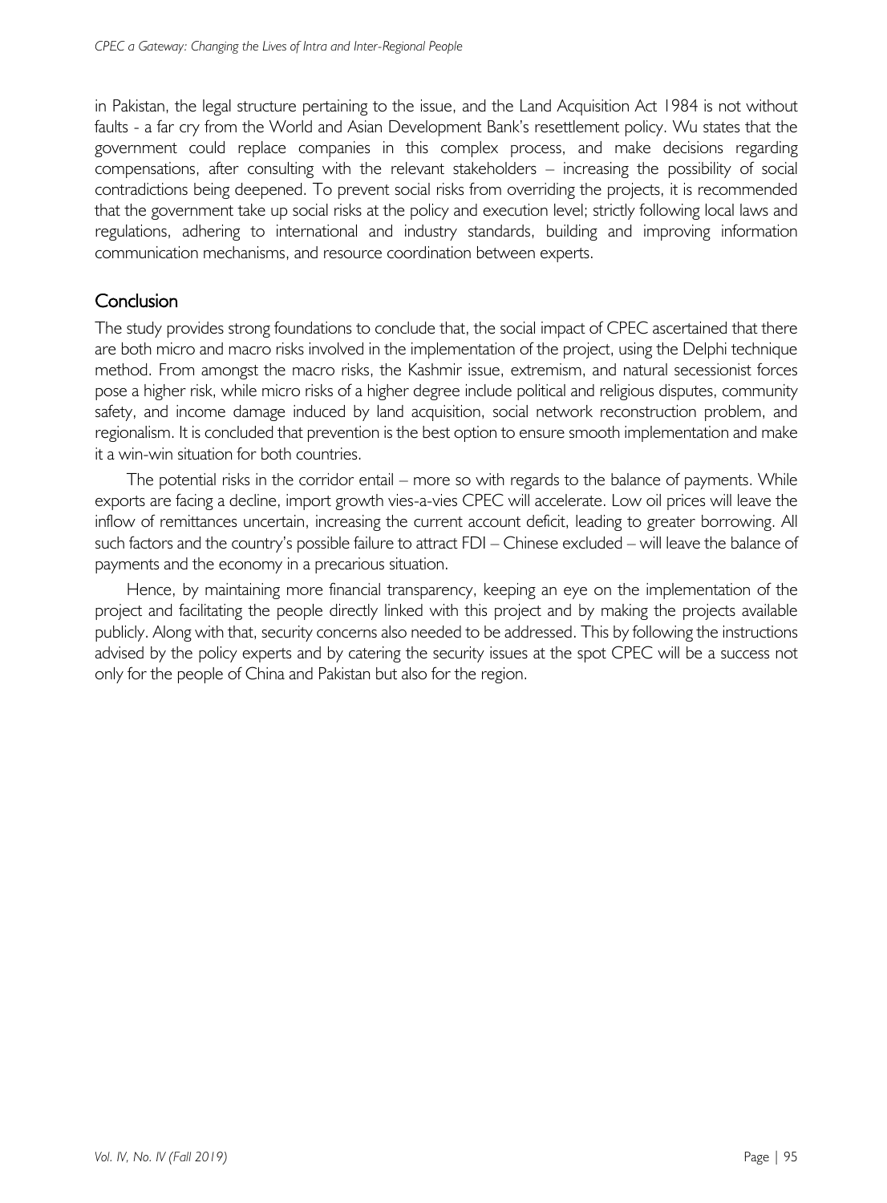in Pakistan, the legal structure pertaining to the issue, and the Land Acquisition Act 1984 is not without faults - a far cry from the World and Asian Development Bank's resettlement policy. Wu states that the government could replace companies in this complex process, and make decisions regarding compensations, after consulting with the relevant stakeholders – increasing the possibility of social contradictions being deepened. To prevent social risks from overriding the projects, it is recommended that the government take up social risks at the policy and execution level; strictly following local laws and regulations, adhering to international and industry standards, building and improving information communication mechanisms, and resource coordination between experts.

## Conclusion

The study provides strong foundations to conclude that, the social impact of CPEC ascertained that there are both micro and macro risks involved in the implementation of the project, using the Delphi technique method. From amongst the macro risks, the Kashmir issue, extremism, and natural secessionist forces pose a higher risk, while micro risks of a higher degree include political and religious disputes, community safety, and income damage induced by land acquisition, social network reconstruction problem, and regionalism. It is concluded that prevention is the best option to ensure smooth implementation and make it a win-win situation for both countries.

The potential risks in the corridor entail – more so with regards to the balance of payments. While exports are facing a decline, import growth vies-a-vies CPEC will accelerate. Low oil prices will leave the inflow of remittances uncertain, increasing the current account deficit, leading to greater borrowing. All such factors and the country's possible failure to attract FDI – Chinese excluded – will leave the balance of payments and the economy in a precarious situation.

Hence, by maintaining more financial transparency, keeping an eye on the implementation of the project and facilitating the people directly linked with this project and by making the projects available publicly. Along with that, security concerns also needed to be addressed. This by following the instructions advised by the policy experts and by catering the security issues at the spot CPEC will be a success not only for the people of China and Pakistan but also for the region.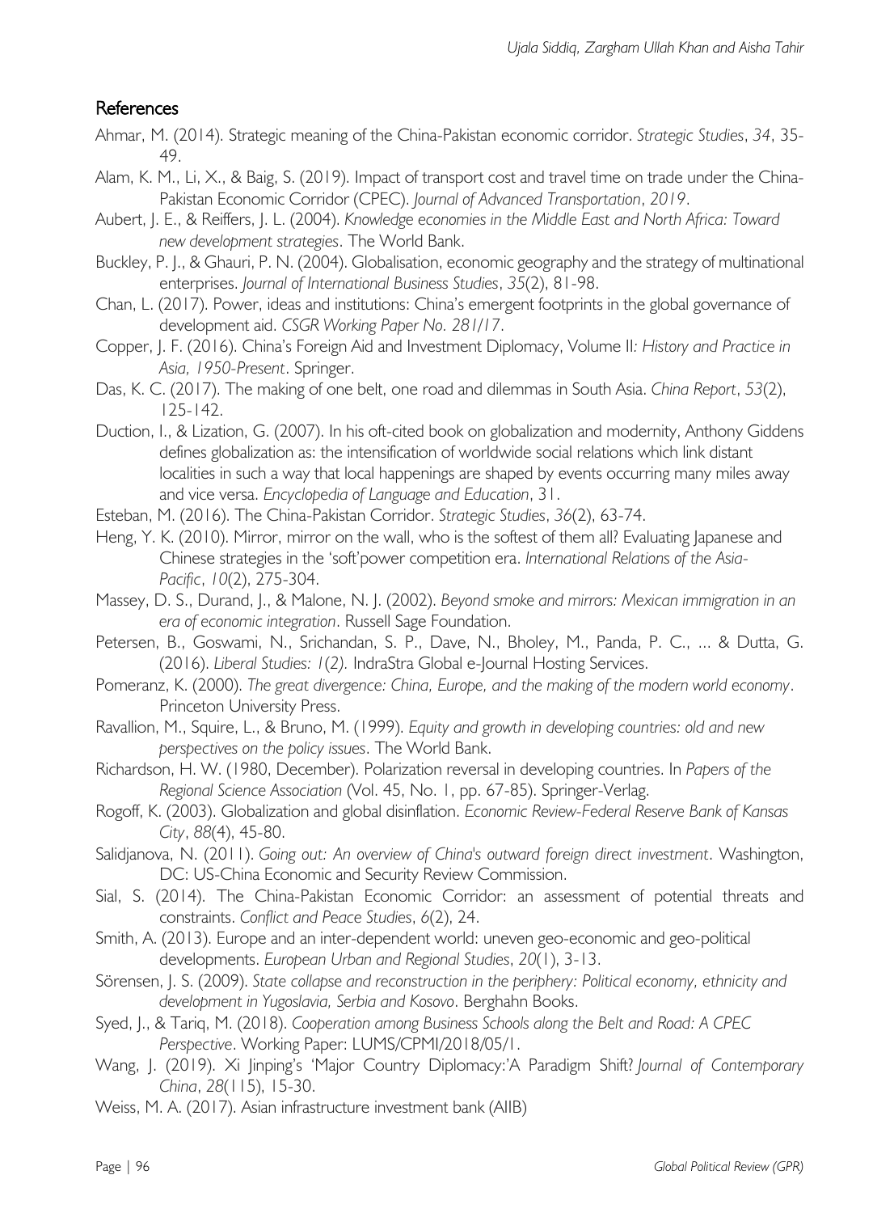## References

Ahmar, M. (2014). Strategic meaning of the China-Pakistan economic corridor. *Strategic Studies*, *34*, 35-49.

Alam, K. M., Li, X., & Baig, S. (2019). Impact of transport cost and travel time on trade under the China-Pakistan Economic Corridor (CPEC). *Journal of Advanced Transportation*, *2019*.

Aubert, J. E., & Reiffers, J. L. (2004). *Knowledge economies in the Middle East and North Africa: Toward new development strategies*. The World Bank.

Buckley, P. J., & Ghauri, P. N. (2004). Globalisation, economic geography and the strategy of multinational enterprises. *Journal of International Business Studies*, *35*(2), 81-98.

Chan, L. (2017). Power, ideas and institutions: China's emergent footprints in the global governance of development aid. *CSGR Working Paper No. 281/17*.

Copper, J. F. (2016). China's Foreign Aid and Investment Diplomacy, Volume II*: History and Practice in Asia, 1950-Present*. Springer.

Das, K. C. (2017). The making of one belt, one road and dilemmas in South Asia. *China Report*, *53*(2), 125-142.

Duction, I., & Lization, G. (2007). In his oft-cited book on globalization and modernity, Anthony Giddens defines globalization as: the intensification of worldwide social relations which link distant localities in such a way that local happenings are shaped by events occurring many miles away and vice versa. *Encyclopedia of Language and Education*, 31.

Esteban, M. (2016). The China-Pakistan Corridor. *Strategic Studies*, *36*(2), 63-74.

Heng, Y. K. (2010). Mirror, mirror on the wall, who is the softest of them all? Evaluating Japanese and Chinese strategies in the 'soft'power competition era. *International Relations of the Asia-Pacific*, *10*(2), 275-304.

Massey, D. S., Durand, J., & Malone, N. J. (2002). *Beyond smoke and mirrors: Mexican immigration in an era of economic integration*. Russell Sage Foundation.

Petersen, B., Goswami, N., Srichandan, S. P., Dave, N., Bholey, M., Panda, P. C., ... & Dutta, G. (2016). *Liberal Studies: 1(2).* IndraStra Global e-Journal Hosting Services.

Pomeranz, K. (2000). *The great divergence: China, Europe, and the making of the modern world economy*. Princeton University Press.

Ravallion, M., Squire, L., & Bruno, M. (1999). *Equity and growth in developing countries: old and new perspectives on the policy issues*. The World Bank.

Richardson, H. W. (1980, December). Polarization reversal in developing countries. In *Papers of the Regional Science Association* (Vol. 45, No. 1, pp. 67-85). Springer-Verlag.

Rogoff, K. (2003). Globalization and global disinflation. *Economic Review-Federal Reserve Bank of Kansas City*, *88*(4), 45-80.

Salidjanova, N. (2011). *Going out: An overview of China's outward foreign direct investment*. Washington, DC: US-China Economic and Security Review Commission.

Sial, S. (2014). The China-Pakistan Economic Corridor: an assessment of potential threats and constraints. *Conflict and Peace Studies*, *6*(2), 24.

Smith, A. (2013). Europe and an inter-dependent world: uneven geo-economic and geo-political developments. *European Urban and Regional Studies*, *20*(1), 3-13.

Sörensen, J. S. (2009). *State collapse and reconstruction in the periphery: Political economy, ethnicity and development in Yugoslavia, Serbia and Kosovo*. Berghahn Books.

Syed, J., & Tariq, M. (2018). *Cooperation among Business Schools along the Belt and Road: A CPEC Perspective*. Working Paper: LUMS/CPMI/2018/05/1.

Wang, J. (2019). Xi Jinping's 'Major Country Diplomacy:'A Paradigm Shift? *Journal of Contemporary China*, *28*(115), 15-30.

Weiss, M. A. (2017). Asian infrastructure investment bank (AIIB)